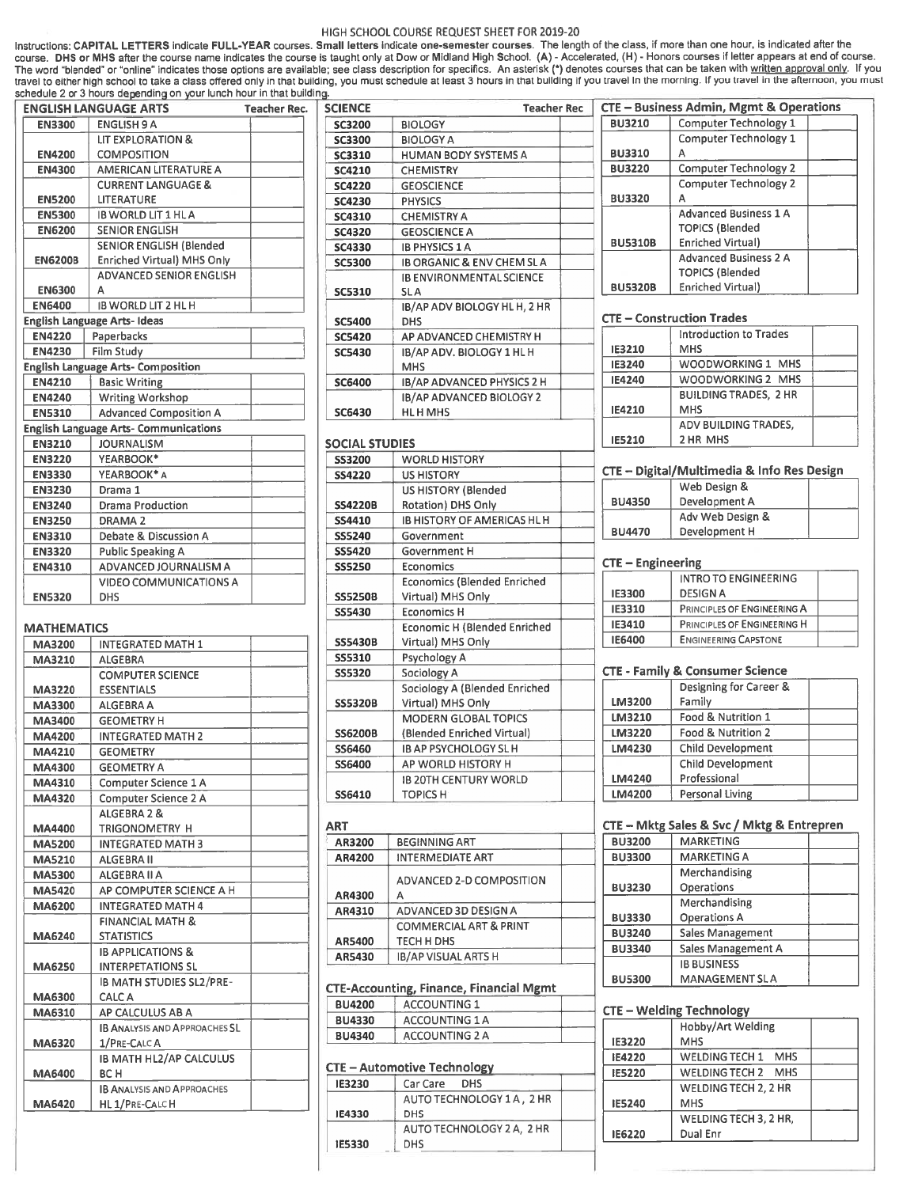# HIGH SCHOOL COURSE REQUEST SHEET FOR 2019-20

Instructions: **CAPITAL LETTERS** indicate **FULL-YEAR** courses. **Small letters** indicate **one-semester courses**. The length of the class, if more than one hour, is indicated after the course. **DHS or MHS** after the course name indicates the course is taught only at Dow or Midland High School. **(A)** - Accelerated, **(H)** - Honors courses if letter appears at end of course. The word "blended" or "online" indicates those options are available; see class description for specifics. An asterisk (*) denotes courses that can be taken with written approval only. If you travel to either high school to take a class offered only in that building, you must schedule at least 3 hours in that building if you travel in the morning. If you travel in the afternoon, you must schedule 2 or 3 hours depending on your lunch hour in that building.

## ENGLISH LANGUAGE ARTS

| | | Teacher Rec. |
|---|---|---|
| EN3300 | ENGLISH 9 A | |
| EN4200 | LIT EXPLORATION & COMPOSITION | |
| EN4300 | AMERICAN LITERATURE A | |
| EN5200 | CURRENT LANGUAGE & LITERATURE | |
| EN5300 | IB WORLD LIT 1 HL A | |
| EN6200 | SENIOR ENGLISH | |
| EN6200B | SENIOR ENGLISH (Blended Enriched Virtual) MHS Only | |
| EN6300 | ADVANCED SENIOR ENGLISH A | |
| EN6400 | IB WORLD LIT 2 HL H | |

### English Language Arts- Ideas

| | | |
|---|---|---|
| EN4220 | Paperbacks | |
| EN4230 | Film Study | |

### English Language Arts- Composition

| | | |
|---|---|---|
| EN4210 | Basic Writing | |
| EN4240 | Writing Workshop | |
| EN5310 | Advanced Composition A | |

### English Language Arts- Communications

| | | |
|---|---|---|
| EN3210 | JOURNALISM | |
| EN3220 | YEARBOOK* | |
| EN3330 | YEARBOOK* A | |
| EN3230 | Drama 1 | |
| EN3240 | Drama Production | |
| EN3250 | DRAMA 2 | |
| EN3310 | Debate & Discussion A | |
| EN3320 | Public Speaking A | |
| EN4310 | ADVANCED JOURNALISM A | |
| EN5320 | VIDEO COMMUNICATIONS A DHS | |

## MATHEMATICS

| | | |
|---|---|---|
| MA3200 | INTEGRATED MATH 1 | |
| MA3210 | ALGEBRA | |
| MA3220 | COMPUTER SCIENCE ESSENTIALS | |
| MA3300 | ALGEBRA A | |
| MA3400 | GEOMETRY H | |
| MA4200 | INTEGRATED MATH 2 | |
| MA4210 | GEOMETRY | |
| MA4300 | GEOMETRY A | |
| MA4310 | Computer Science 1 A | |
| MA4320 | Computer Science 2 A | |
| MA4400 | ALGEBRA 2 & TRIGONOMETRY H | |
| MA5200 | INTEGRATED MATH 3 | |
| MA5210 | ALGEBRA II | |
| MA5300 | ALGEBRA II A | |
| MA5420 | AP COMPUTER SCIENCE A H | |
| MA6200 | INTEGRATED MATH 4 | |
| MA6240 | FINANCIAL MATH & STATISTICS | |
| MA6250 | IB APPLICATIONS & INTERPETATIONS SL | |
| MA6300 | IB MATH STUDIES SL2/PRE-CALC A | |
| MA6310 | AP CALCULUS AB A | |
| MA6320 | IB ANALYSIS AND APPROACHES SL 1/PRE-CALC A | |
| MA6400 | IB MATH HL2/AP CALCULUS BC H | |
| MA6420 | IB ANALYSIS AND APPROACHES HL 1/PRE-CALC H | |

## SCIENCE

| | | Teacher Rec |
|---|---|---|
| SC3200 | BIOLOGY | |
| SC3300 | BIOLOGY A | |
| SC3310 | HUMAN BODY SYSTEMS A | |
| SC4210 | CHEMISTRY | |
| SC4220 | GEOSCIENCE | |
| SC4230 | PHYSICS | |
| SC4310 | CHEMISTRY A | |
| SC4320 | GEOSCIENCE A | |
| SC4330 | IB PHYSICS 1 A | |
| SC5300 | IB ORGANIC & ENV CHEM SL A | |
| SC5310 | IB ENVIRONMENTAL SCIENCE SL A | |
| SC5400 | IB/AP ADV BIOLOGY HL H, 2 HR DHS | |
| SC5420 | AP ADVANCED CHEMISTRY H | |
| SC5430 | IB/AP ADV. BIOLOGY 1 HL H MHS | |
| SC6400 | IB/AP ADVANCED PHYSICS 2 H | |
| SC6430 | IB/AP ADVANCED BIOLOGY 2 HL H MHS | |

## SOCIAL STUDIES

| | | |
|---|---|---|
| SS3200 | WORLD HISTORY | |
| SS4220 | US HISTORY | |
| SS4220B | US HISTORY (Blended Rotation) DHS Only | |
| SS4410 | IB HISTORY OF AMERICAS HL H | |
| SS5240 | Government | |
| SS5420 | Government H | |
| SS5250 | Economics | |
| SS5250B | Economics (Blended Enriched Virtual) MHS Only | |
| SS5430 | Economics H | |
| SS5430B | Economic H (Blended Enriched Virtual) MHS Only | |
| SS5310 | Psychology A | |
| SS5320 | Sociology A | |
| SS5320B | Sociology A (Blended Enriched Virtual) MHS Only | |
| SS6200B | MODERN GLOBAL TOPICS (Blended Enriched Virtual) | |
| SS6460 | IB AP PSYCHOLOGY SL H | |
| SS6400 | AP WORLD HISTORY H | |
| SS6410 | IB 20TH CENTURY WORLD TOPICS H | |

## ART

| | | |
|---|---|---|
| AR3200 | BEGINNING ART | |
| AR4200 | INTERMEDIATE ART | |
| AR4300 | ADVANCED 2-D COMPOSITION A | |
| AR4310 | ADVANCED 3D DESIGN A | |
| AR5400 | COMMERCIAL ART & PRINT TECH H DHS | |
| AR5430 | IB/AP VISUAL ARTS H | |

## CTE-Accounting, Finance, Financial Mgmt

| | | |
|---|---|---|
| BU4200 | ACCOUNTING 1 | |
| BU4330 | ACCOUNTING 1 A | |
| BU4340 | ACCOUNTING 2 A | |

## CTE – Automotive Technology

| | | |
|---|---|---|
| IE3230 | Car Care DHS | |
| IE4330 | AUTO TECHNOLOGY 1 A, 2 HR DHS | |
| IE5330 | AUTO TECHNOLOGY 2 A, 2 HR DHS | |

## CTE – Business Admin, Mgmt & Operations

| | | |
|---|---|---|
| BU3210 | Computer Technology 1 | |
| BU3310 | Computer Technology 1 A | |
| BU3220 | Computer Technology 2 | |
| BU3320 | Computer Technology 2 A | |
| BU5310B | Advanced Business 1 A TOPICS (Blended Enriched Virtual) | |
| BU5320B | Advanced Business 2 A TOPICS (Blended Enriched Virtual) | |

## CTE – Construction Trades

| | | |
|---|---|---|
| IE3210 | Introduction to Trades MHS | |
| IE3240 | WOODWORKING 1 MHS | |
| IE4240 | WOODWORKING 2 MHS | |
| IE4210 | BUILDING TRADES, 2 HR MHS | |
| IE5210 | ADV BUILDING TRADES, 2 HR MHS | |

## CTE – Digital/Multimedia & Info Res Design

| | | |
|---|---|---|
| BU4350 | Web Design & Development A | |
| BU4470 | Adv Web Design & Development H | |

## CTE – Engineering

| | | |
|---|---|---|
| IE3300 | INTRO TO ENGINEERING DESIGN A | |
| IE3310 | PRINCIPLES OF ENGINEERING A | |
| IE3410 | PRINCIPLES OF ENGINEERING H | |
| IE6400 | ENGINEERING CAPSTONE | |

## CTE - Family & Consumer Science

| | | |
|---|---|---|
| LM3200 | Designing for Career & Family | |
| LM3210 | Food & Nutrition 1 | |
| LM3220 | Food & Nutrition 2 | |
| LM4230 | Child Development | |
| LM4240 | Child Development Professional | |
| LM4200 | Personal Living | |

## CTE – Mktg Sales & Svc / Mktg & Entrepren

| | | |
|---|---|---|
| BU3200 | MARKETING | |
| BU3300 | MARKETING A | |
| BU3230 | Merchandising Operations | |
| BU3330 | Merchandising Operations A | |
| BU3240 | Sales Management | |
| BU3340 | Sales Management A | |
| BU5300 | IB BUSINESS MANAGEMENT SL A | |

## CTE – Welding Technology

| | | |
|---|---|---|
| IE3220 | Hobby/Art Welding MHS | |
| IE4220 | WELDING TECH 1 MHS | |
| IE5220 | WELDING TECH 2 MHS | |
| IE5240 | WELDING TECH 2, 2 HR MHS | |
| IE6220 | WELDING TECH 3, 2 HR, Dual Enr | |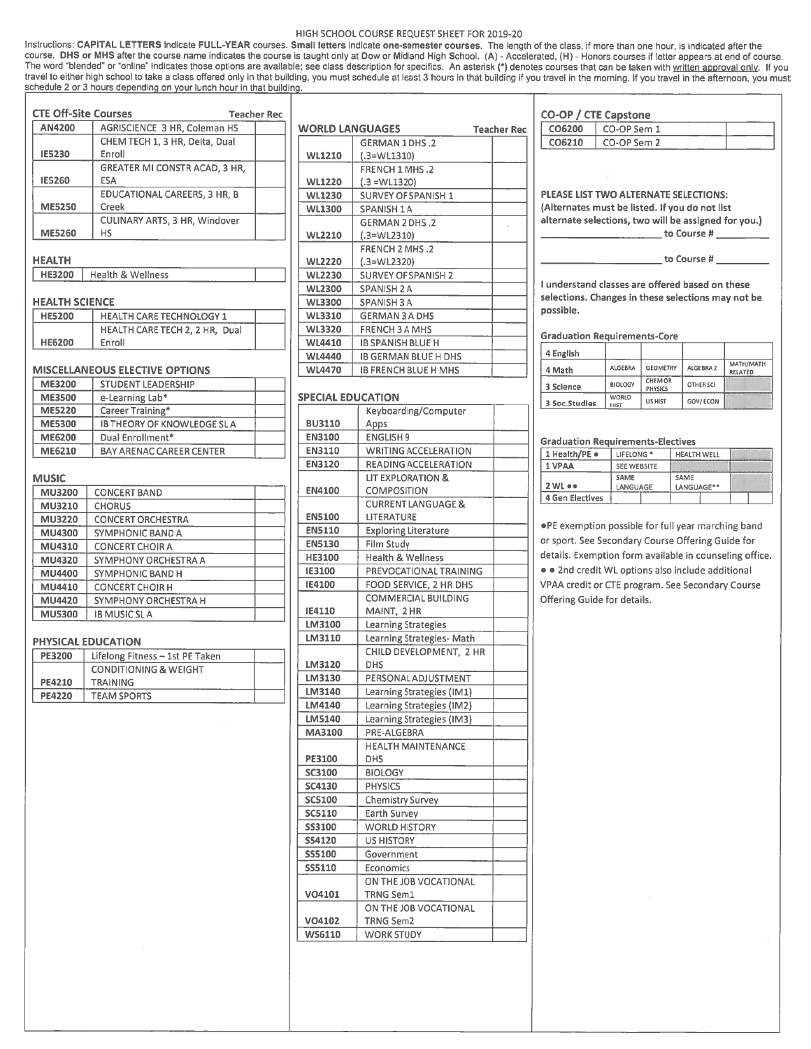HIGH SCHOOL COURSE REQUEST SHEET FOR 2019-20

Instructions: **CAPITAL LETTERS** indicate **FULL-YEAR** courses. **Small letters** indicate **one-semester courses**. The length of the class, if more than one hour, is indicated after the course. **DHS or MHS** after the course name indicates the course is taught only at Dow or Midland High School. (A) - Accelerated, (H) - Honors courses if letter appears at end of course. The word "blended" or "online" indicates those options are available; see class description for specifics. An asterisk (*) denotes courses that can be taken with written approval only. If you travel to either high school to take a class offered only in that building, you must schedule at least 3 hours in that building if you travel in the morning. If you travel in the afternoon, you must schedule 2 or 3 hours depending on your lunch hour in that building.

### CTE Off-Site Courses

| | | Teacher Rec |
|---|---|---|
| AN4200 | AGRISCIENCE 3 HR, Coleman HS | |
| IE5230 | CHEM TECH 1, 3 HR, Delta, Dual Enroll | |
| IE5260 | GREATER MI CONSTR ACAD, 3 HR, ESA | |
| ME5250 | EDUCATIONAL CAREERS, 3 HR, B Creek | |
| ME5260 | CULINARY ARTS, 3 HR, Windover HS | |

### HEALTH

| | | |
|---|---|---|
| HE3200 | Health & Wellness | |

### HEALTH SCIENCE

| | | |
|---|---|---|
| HE5200 | HEALTH CARE TECHNOLOGY 1 | |
| HE6200 | HEALTH CARE TECH 2, 2 HR, Dual Enroll | |

### MISCELLANEOUS ELECTIVE OPTIONS

| | | |
|---|---|---|
| ME3200 | STUDENT LEADERSHIP | |
| ME3500 | e-Learning Lab* | |
| ME5220 | Career Training* | |
| ME5300 | IB THEORY OF KNOWLEDGE SL A | |
| ME6200 | Dual Enrollment* | |
| ME6210 | BAY ARENAC CAREER CENTER | |

### MUSIC

| | | |
|---|---|---|
| MU3200 | CONCERT BAND | |
| MU3210 | CHORUS | |
| MU3220 | CONCERT ORCHESTRA | |
| MU4300 | SYMPHONIC BAND A | |
| MU4310 | CONCERT CHOIR A | |
| MU4320 | SYMPHONY ORCHESTRA A | |
| MU4400 | SYMPHONIC BAND H | |
| MU4410 | CONCERT CHOIR H | |
| MU4420 | SYMPHONY ORCHESTRA H | |
| MU5300 | IB MUSIC SL A | |

### PHYSICAL EDUCATION

| | | |
|---|---|---|
| PE3200 | Lifelong Fitness – 1st PE Taken | |
| PE4210 | CONDITIONING & WEIGHT TRAINING | |
| PE4220 | TEAM SPORTS | |

### WORLD LANGUAGES

| | | Teacher Rec |
|---|---|---|
| WL1210 | GERMAN 1 DHS .2 (.3=WL1310) | |
| WL1220 | FRENCH 1 MHS .2 (.3 =WL1320) | |
| WL1230 | SURVEY OF SPANISH 1 | |
| WL1300 | SPANISH 1 A | |
| WL2210 | GERMAN 2 DHS .2 (.3=WL2310) | |
| WL2220 | FRENCH 2 MHS .2 (.3=WL2320) | |
| WL2230 | SURVEY OF SPANISH 2 | |
| WL2300 | SPANISH 2 A | |
| WL3300 | SPANISH 3 A | |
| WL3310 | GERMAN 3 A DHS | |
| WL3320 | FRENCH 3 A MHS | |
| WL4410 | IB SPANISH BLUE H | |
| WL4440 | IB GERMAN BLUE H DHS | |
| WL4470 | IB FRENCH BLUE H MHS | |

### SPECIAL EDUCATION

| | | |
|---|---|---|
| BU3110 | Keyboarding/Computer Apps | |
| EN3100 | ENGLISH 9 | |
| EN3110 | WRITING ACCELERATION | |
| EN3120 | READING ACCELERATION | |
| EN4100 | LIT EXPLORATION & COMPOSITION | |
| EN5100 | CURRENT LANGUAGE & LITERATURE | |
| EN5110 | Exploring Literature | |
| EN5130 | Film Study | |
| HE3100 | Health & Wellness | |
| IE3100 | PREVOCATIONAL TRAINING | |
| IE4100 | FOOD SERVICE, 2 HR DHS | |
| IE4110 | COMMERCIAL BUILDING MAINT, 2 HR | |
| LM3100 | Learning Strategies | |
| LM3110 | Learning Strategies- Math | |
| LM3120 | CHILD DEVELOPMENT, 2 HR DHS | |
| LM3130 | PERSONAL ADJUSTMENT | |
| LM3140 | Learning Strategies (IM1) | |
| LM4140 | Learning Strategies (IM2) | |
| LM5140 | Learning Strategies (IM3) | |
| MA3100 | PRE-ALGEBRA | |
| PE3100 | HEALTH MAINTENANCE DHS | |
| SC3100 | BIOLOGY | |
| SC4130 | PHYSICS | |
| SC5100 | Chemistry Survey | |
| SC5110 | Earth Survey | |
| SS3100 | WORLD HISTORY | |
| SS4120 | US HISTORY | |
| SS5100 | Government | |
| SS5110 | Economics | |
| VO4101 | ON THE JOB VOCATIONAL TRNG Sem1 | |
| VO4102 | ON THE JOB VOCATIONAL TRNG Sem2 | |
| WS6110 | WORK STUDY | |

### CO-OP / CTE Capstone

| | | |
|---|---|---|
| CO6200 | CO-OP Sem 1 | |
| CO6210 | CO-OP Sem 2 | |

**PLEASE LIST TWO ALTERNATE SELECTIONS:**
**(Alternates must be listed. If you do not list alternate selections, two will be assigned for you.)**

\_\_\_\_\_\_\_\_\_\_\_\_\_\_\_\_\_\_\_\_ to Course # \_\_\_\_\_\_\_\_\_\_

\_\_\_\_\_\_\_\_\_\_\_\_\_\_\_\_\_\_\_\_ to Course # \_\_\_\_\_\_\_\_\_\_

**I understand classes are offered based on these selections. Changes in these selections may not be possible.**

### Graduation Requirements-Core

| | | | | |
|---|---|---|---|---|
| 4 English | | | | |
| 4 Math | ALGEBRA | GEOMETRY | ALGEBRA 2 | MATH/MATH RELATED |
| 3 Science | BIOLOGY | CHEM OR PHYSICS | OTHER SCI | |
| 3 Soc.Studies | WORLD HIST | US HIST | GOV/ECON | |

### Graduation Requirements-Electives

| | | | | |
|---|---|---|---|---|
| 1 Health/PE ● | LIFELONG * | | HEALTH WELL | |
| 1 VPAA | SEE WEBSITE | | | |
| 2 WL ●● | SAME LANGUAGE | | SAME LANGUAGE** | |
| 4 Gen Electives | | | | |

●PE exemption possible for full year marching band or sport. See Secondary Course Offering Guide for details. Exemption form available in counseling office.

● ● 2nd credit WL options also include additional VPAA credit or CTE program. See Secondary Course Offering Guide for details.